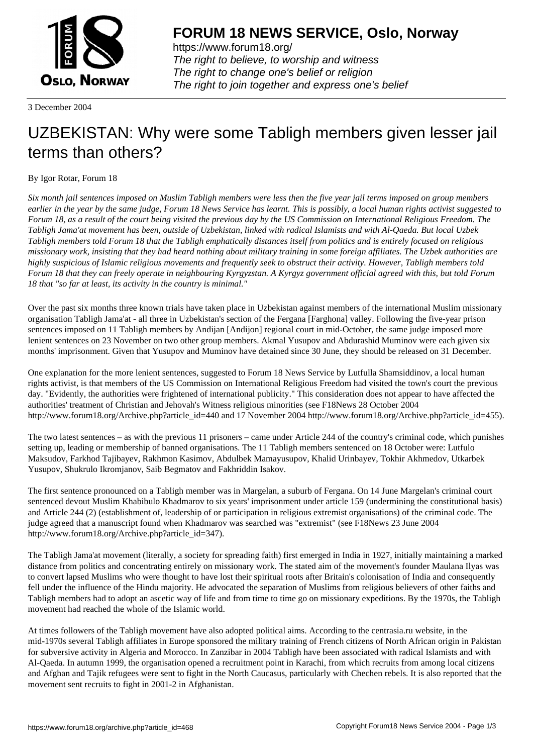**FORUM 18 NEWS SERVICE, Oslo, Norway**

https://www.forum18.org/
*The right to believe, to worship and witness*
*The right to change one's belief or religion*
*The right to join together and express one's belief*

3 December 2004

# UZBEKISTAN: Why were some Tabligh members given lesser jail terms than others?

By Igor Rotar, Forum 18

*Six month jail sentences imposed on Muslim Tabligh members were less then the five year jail terms imposed on group members earlier in the year by the same judge, Forum 18 News Service has learnt. This is possibly, a local human rights activist suggested to Forum 18, as a result of the court being visited the previous day by the US Commission on International Religious Freedom. The Tabligh Jama'at movement has been, outside of Uzbekistan, linked with radical Islamists and with Al-Qaeda. But local Uzbek Tabligh members told Forum 18 that the Tabligh emphatically distances itself from politics and is entirely focused on religious missionary work, insisting that they had heard nothing about military training in some foreign affiliates. The Uzbek authorities are highly suspicious of Islamic religious movements and frequently seek to obstruct their activity. However, Tabligh members told Forum 18 that they can freely operate in neighbouring Kyrgyzstan. A Kyrgyz government official agreed with this, but told Forum 18 that "so far at least, its activity in the country is minimal."*

Over the past six months three known trials have taken place in Uzbekistan against members of the international Muslim missionary organisation Tabligh Jama'at - all three in Uzbekistan's section of the Fergana [Farghona] valley. Following the five-year prison sentences imposed on 11 Tabligh members by Andijan [Andijon] regional court in mid-October, the same judge imposed more lenient sentences on 23 November on two other group members. Akmal Yusupov and Abdurashid Muminov were each given six months' imprisonment. Given that Yusupov and Muminov have detained since 30 June, they should be released on 31 December.

One explanation for the more lenient sentences, suggested to Forum 18 News Service by Lutfulla Shamsiddinov, a local human rights activist, is that members of the US Commission on International Religious Freedom had visited the town's court the previous day. "Evidently, the authorities were frightened of international publicity." This consideration does not appear to have affected the authorities' treatment of Christian and Jehovah's Witness religious minorities (see F18News 28 October 2004 http://www.forum18.org/Archive.php?article_id=440 and 17 November 2004 http://www.forum18.org/Archive.php?article_id=455).

The two latest sentences – as with the previous 11 prisoners – came under Article 244 of the country's criminal code, which punishes setting up, leading or membership of banned organisations. The 11 Tabligh members sentenced on 18 October were: Lutfulo Maksudov, Farkhod Tajibayev, Rakhmon Kasimov, Abdulbek Mamayusupov, Khalid Urinbayev, Tokhir Akhmedov, Utkarbek Yusupov, Shukrulo Ikromjanov, Saib Begmatov and Fakhriddin Isakov.

The first sentence pronounced on a Tabligh member was in Margelan, a suburb of Fergana. On 14 June Margelan's criminal court sentenced devout Muslim Khabibulo Khadmarov to six years' imprisonment under article 159 (undermining the constitutional basis) and Article 244 (2) (establishment of, leadership of or participation in religious extremist organisations) of the criminal code. The judge agreed that a manuscript found when Khadmarov was searched was "extremist" (see F18News 23 June 2004 http://www.forum18.org/Archive.php?article_id=347).

The Tabligh Jama'at movement (literally, a society for spreading faith) first emerged in India in 1927, initially maintaining a marked distance from politics and concentrating entirely on missionary work. The stated aim of the movement's founder Maulana Ilyas was to convert lapsed Muslims who were thought to have lost their spiritual roots after Britain's colonisation of India and consequently fell under the influence of the Hindu majority. He advocated the separation of Muslims from religious believers of other faiths and Tabligh members had to adopt an ascetic way of life and from time to time go on missionary expeditions. By the 1970s, the Tabligh movement had reached the whole of the Islamic world.

At times followers of the Tabligh movement have also adopted political aims. According to the centrasia.ru website, in the mid-1970s several Tabligh affiliates in Europe sponsored the military training of French citizens of North African origin in Pakistan for subversive activity in Algeria and Morocco. In Zanzibar in 2004 Tabligh have been associated with radical Islamists and with Al-Qaeda. In autumn 1999, the organisation opened a recruitment point in Karachi, from which recruits from among local citizens and Afghan and Tajik refugees were sent to fight in the North Caucasus, particularly with Chechen rebels. It is also reported that the movement sent recruits to fight in 2001-2 in Afghanistan.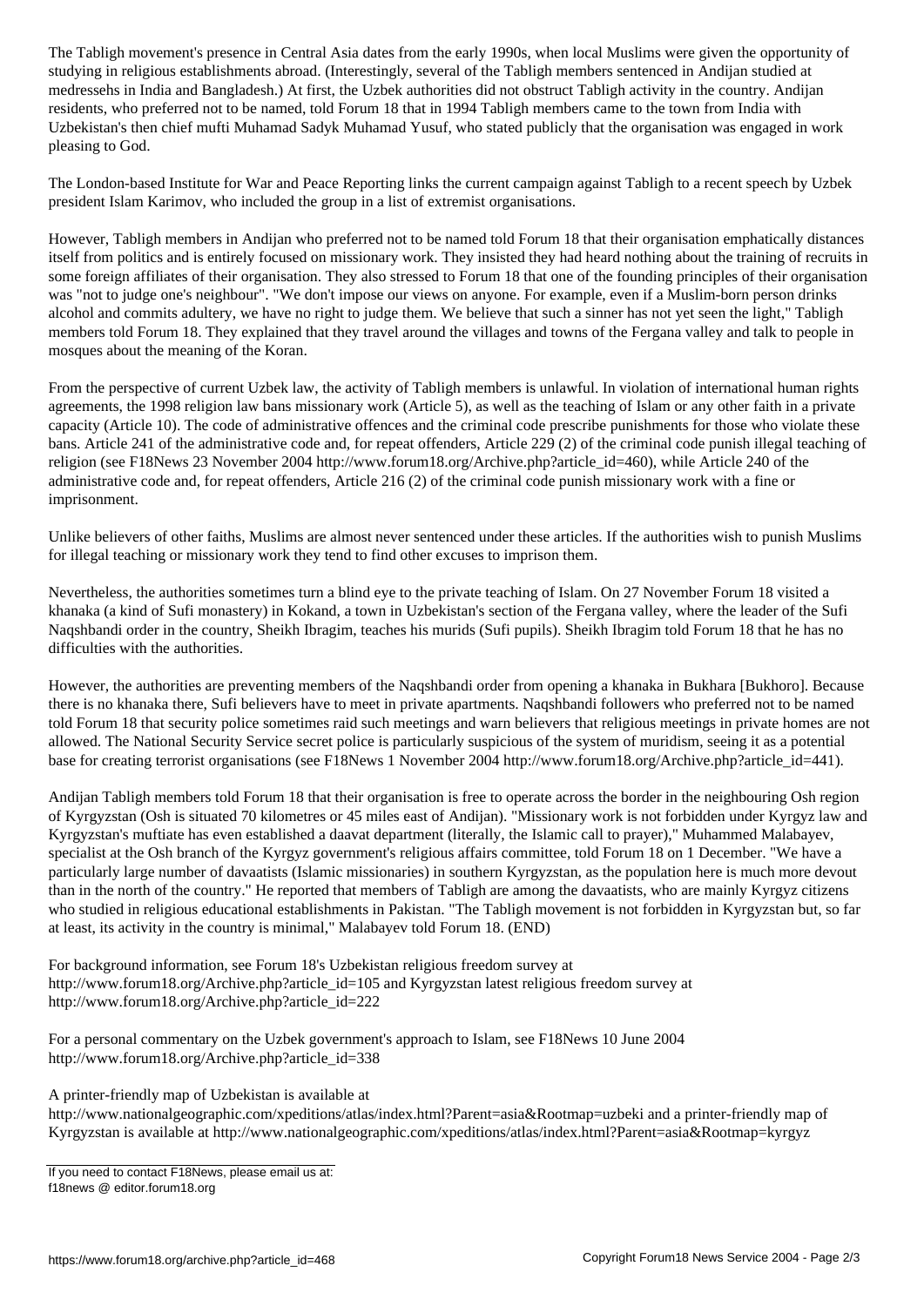The Tabligh movement's presence in Central Asia dates from the early 1990s, when local Muslims were given the opportunity of studying in religious establishments abroad. (Interestingly, several of the Tabligh members sentenced in Andijan studied at medressehs in India and Bangladesh.) At first, the Uzbek authorities did not obstruct Tabligh activity in the country. Andijan residents, who preferred not to be named, told Forum 18 that in 1994 Tabligh members came to the town from India with Uzbekistan's then chief mufti Muhamad Sadyk Muhamad Yusuf, who stated publicly that the organisation was engaged in work pleasing to God.

The London-based Institute for War and Peace Reporting links the current campaign against Tabligh to a recent speech by Uzbek president Islam Karimov, who included the group in a list of extremist organisations.

However, Tabligh members in Andijan who preferred not to be named told Forum 18 that their organisation emphatically distances itself from politics and is entirely focused on missionary work. They insisted they had heard nothing about the training of recruits in some foreign affiliates of their organisation. They also stressed to Forum 18 that one of the founding principles of their organisation was "not to judge one's neighbour". "We don't impose our views on anyone. For example, even if a Muslim-born person drinks alcohol and commits adultery, we have no right to judge them. We believe that such a sinner has not yet seen the light," Tabligh members told Forum 18. They explained that they travel around the villages and towns of the Fergana valley and talk to people in mosques about the meaning of the Koran.

From the perspective of current Uzbek law, the activity of Tabligh members is unlawful. In violation of international human rights agreements, the 1998 religion law bans missionary work (Article 5), as well as the teaching of Islam or any other faith in a private capacity (Article 10). The code of administrative offences and the criminal code prescribe punishments for those who violate these bans. Article 241 of the administrative code and, for repeat offenders, Article 229 (2) of the criminal code punish illegal teaching of religion (see F18News 23 November 2004 http://www.forum18.org/Archive.php?article_id=460), while Article 240 of the administrative code and, for repeat offenders, Article 216 (2) of the criminal code punish missionary work with a fine or imprisonment.

Unlike believers of other faiths, Muslims are almost never sentenced under these articles. If the authorities wish to punish Muslims for illegal teaching or missionary work they tend to find other excuses to imprison them.

Nevertheless, the authorities sometimes turn a blind eye to the private teaching of Islam. On 27 November Forum 18 visited a khanaka (a kind of Sufi monastery) in Kokand, a town in Uzbekistan's section of the Fergana valley, where the leader of the Sufi Naqshbandi order in the country, Sheikh Ibragim, teaches his murids (Sufi pupils). Sheikh Ibragim told Forum 18 that he has no difficulties with the authorities.

However, the authorities are preventing members of the Naqshbandi order from opening a khanaka in Bukhara [Bukhoro]. Because there is no khanaka there, Sufi believers have to meet in private apartments. Naqshbandi followers who preferred not to be named told Forum 18 that security police sometimes raid such meetings and warn believers that religious meetings in private homes are not allowed. The National Security Service secret police is particularly suspicious of the system of muridism, seeing it as a potential base for creating terrorist organisations (see F18News 1 November 2004 http://www.forum18.org/Archive.php?article_id=441).

Andijan Tabligh members told Forum 18 that their organisation is free to operate across the border in the neighbouring Osh region of Kyrgyzstan (Osh is situated 70 kilometres or 45 miles east of Andijan). "Missionary work is not forbidden under Kyrgyz law and Kyrgyzstan's muftiate has even established a daavat department (literally, the Islamic call to prayer)," Muhammed Malabayev, specialist at the Osh branch of the Kyrgyz government's religious affairs committee, told Forum 18 on 1 December. "We have a particularly large number of davaatists (Islamic missionaries) in southern Kyrgyzstan, as the population here is much more devout than in the north of the country." He reported that members of Tabligh are among the davaatists, who are mainly Kyrgyz citizens who studied in religious educational establishments in Pakistan. "The Tabligh movement is not forbidden in Kyrgyzstan but, so far at least, its activity in the country is minimal," Malabayev told Forum 18. (END)

For background information, see Forum 18's Uzbekistan religious freedom survey at http://www.forum18.org/Archive.php?article_id=105 and Kyrgyzstan latest religious freedom survey at http://www.forum18.org/Archive.php?article_id=222

For a personal commentary on the Uzbek government's approach to Islam, see F18News 10 June 2004 http://www.forum18.org/Archive.php?article_id=338

A printer-friendly map of Uzbekistan is available at http://www.nationalgeographic.com/xpeditions/atlas/index.html?Parent=asia&Rootmap=uzbeki and a printer-friendly map of Kyrgyzstan is available at http://www.nationalgeographic.com/xpeditions/atlas/index.html?Parent=asia&Rootmap=kyrgyz

If you need to contact F18News, please email us at:
f18news @ editor.forum18.org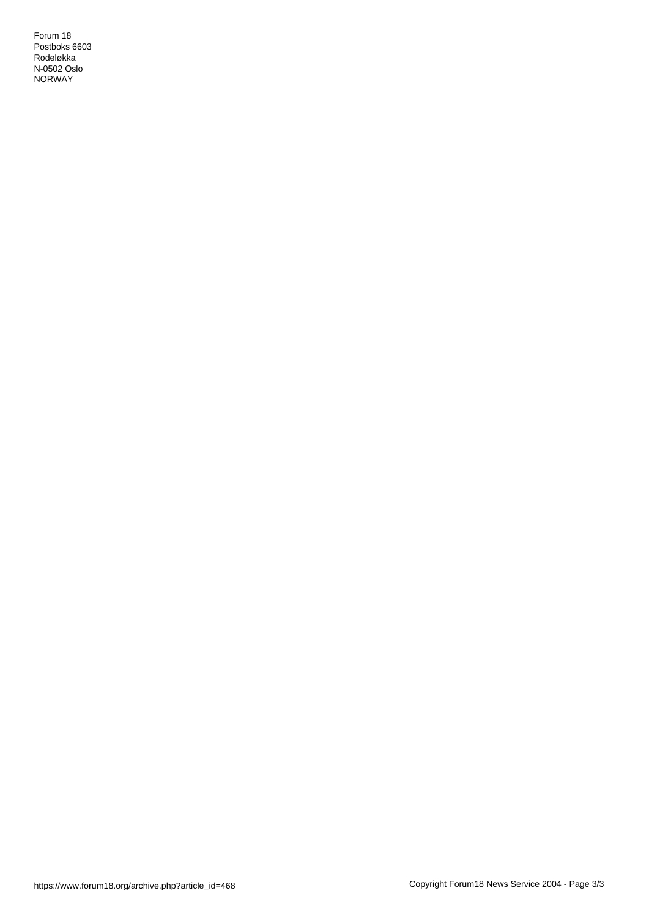Forum 18
Postboks 6603
Rodeløkka
N-0502 Oslo
NORWAY